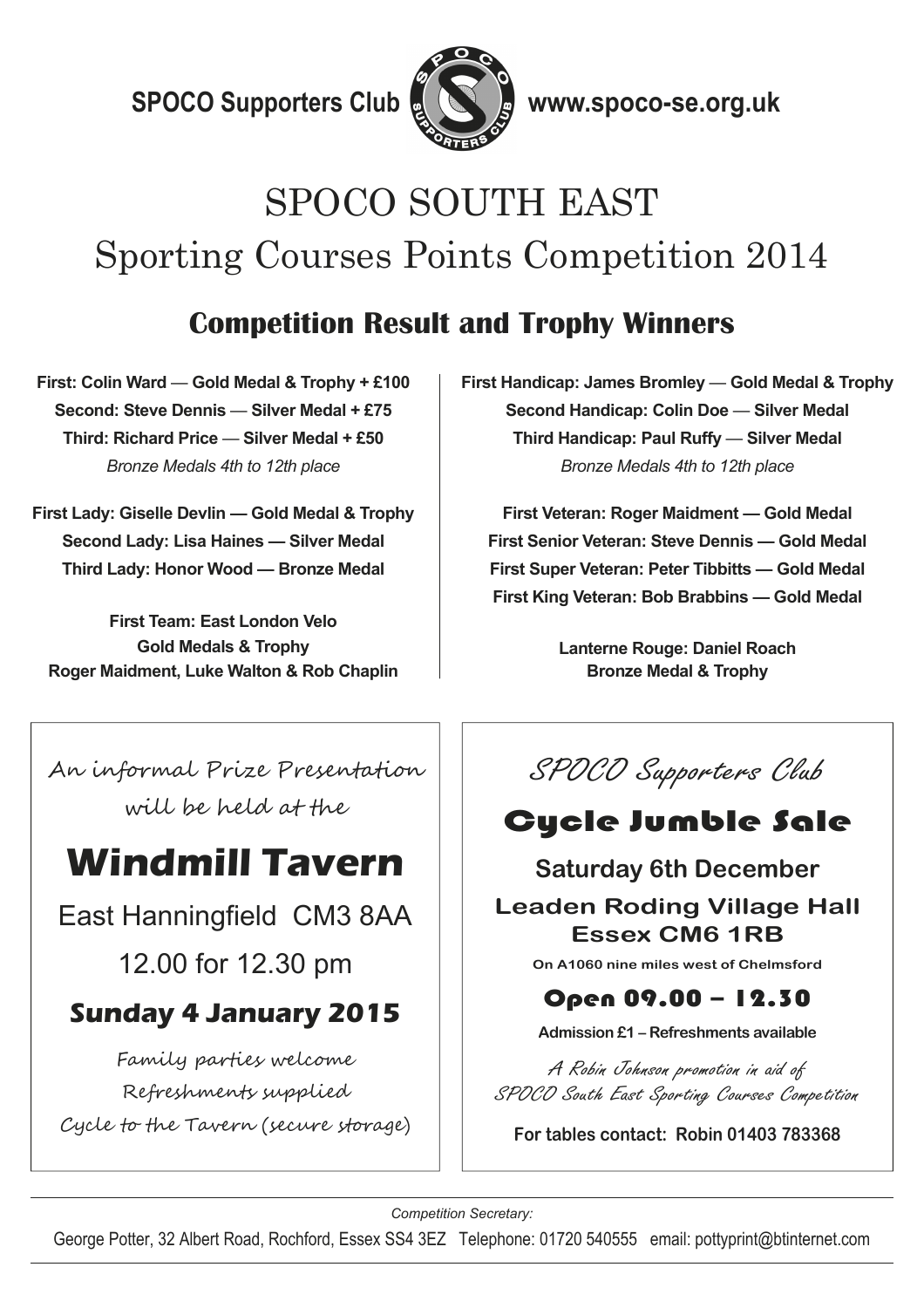**SPOCO Supporters Club** **www.spoco-se.org.uk**

# SPOCO SOUTH EAST
# Sporting Courses Points Competition 2014

## Competition Result and Trophy Winners

**First: Colin Ward — Gold Medal & Trophy + £100**
**Second: Steve Dennis — Silver Medal + £75**
**Third: Richard Price — Silver Medal + £50**
*Bronze Medals 4th to 12th place*

**First Lady: Giselle Devlin — Gold Medal & Trophy**
**Second Lady: Lisa Haines — Silver Medal**
**Third Lady: Honor Wood — Bronze Medal**

**First Team: East London Velo**
**Gold Medals & Trophy**
**Roger Maidment, Luke Walton & Rob Chaplin**

**First Handicap: James Bromley — Gold Medal & Trophy**
**Second Handicap: Colin Doe — Silver Medal**
**Third Handicap: Paul Ruffy — Silver Medal**
*Bronze Medals 4th to 12th place*

**First Veteran: Roger Maidment — Gold Medal**
**First Senior Veteran: Steve Dennis — Gold Medal**
**First Super Veteran: Peter Tibbitts — Gold Medal**
**First King Veteran: Bob Brabbins — Gold Medal**

**Lanterne Rouge: Daniel Roach**
**Bronze Medal & Trophy**

---

An informal Prize Presentation will be held at the

## Windmill Tavern

East Hanningfield CM3 8AA

12.00 for 12.30 pm

### Sunday 4 January 2015

Family parties welcome
Refreshments supplied
Cycle to the Tavern (secure storage)

---

*SPOCO Supporters Club*

## Cycle Jumble Sale

**Saturday 6th December**

**Leaden Roding Village Hall**
**Essex CM6 1RB**

**On A1060 nine miles west of Chelmsford**

### Open 09.00 – 12.30

**Admission £1 – Refreshments available**

*A Robin Johnson promotion in aid of SPOCO South East Sporting Courses Competition*

**For tables contact: Robin 01403 783368**

---

*Competition Secretary:*

George Potter, 32 Albert Road, Rochford, Essex SS4 3EZ Telephone: 01720 540555 email: pottyprint@btinternet.com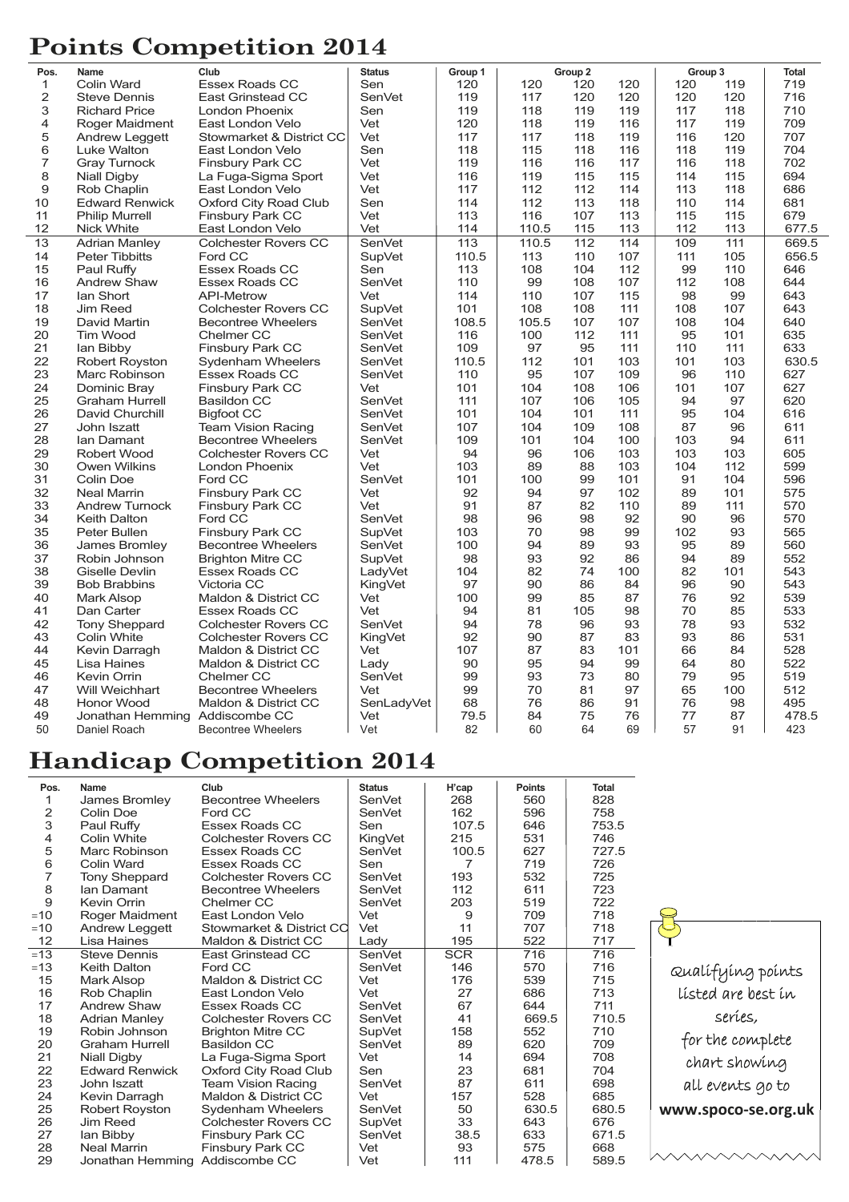# Points Competition 2014

| Pos. | Name | Club | Status | Group 1 | Group 2 | | | Group 3 | | Total |
|---|---|---|---|---|---|---|---|---|---|---|
| 1 | Colin Ward | Essex Roads CC | Sen | 120 | 120 | 120 | 120 | 120 | 119 | 719 |
| 2 | Steve Dennis | East Grinstead CC | SenVet | 119 | 117 | 120 | 120 | 120 | 120 | 716 |
| 3 | Richard Price | London Phoenix | Sen | 119 | 118 | 119 | 119 | 117 | 118 | 710 |
| 4 | Roger Maidment | East London Velo | Vet | 120 | 118 | 119 | 116 | 117 | 119 | 709 |
| 5 | Andrew Leggett | Stowmarket & District CC | Vet | 117 | 117 | 118 | 119 | 116 | 120 | 707 |
| 6 | Luke Walton | East London Velo | Sen | 118 | 115 | 118 | 116 | 118 | 119 | 704 |
| 7 | Gray Turnock | Finsbury Park CC | Vet | 119 | 116 | 116 | 117 | 116 | 118 | 702 |
| 8 | Niall Digby | La Fuga-Sigma Sport | Vet | 116 | 119 | 115 | 115 | 114 | 115 | 694 |
| 9 | Rob Chaplin | East London Velo | Vet | 117 | 112 | 112 | 114 | 113 | 118 | 686 |
| 10 | Edward Renwick | Oxford City Road Club | Sen | 114 | 112 | 113 | 118 | 110 | 114 | 681 |
| 11 | Philip Murrell | Finsbury Park CC | Vet | 113 | 116 | 107 | 113 | 115 | 115 | 679 |
| 12 | Nick White | East London Velo | Vet | 114 | 110.5 | 115 | 113 | 112 | 113 | 677.5 |
| 13 | Adrian Manley | Colchester Rovers CC | SenVet | 113 | 110.5 | 112 | 114 | 109 | 111 | 669.5 |
| 14 | Peter Tibbitts | Ford CC | SupVet | 110.5 | 113 | 110 | 107 | 111 | 105 | 656.5 |
| 15 | Paul Ruffy | Essex Roads CC | Sen | 113 | 108 | 104 | 112 | 99 | 110 | 646 |
| 16 | Andrew Shaw | Essex Roads CC | SenVet | 110 | 99 | 108 | 107 | 112 | 108 | 644 |
| 17 | Ian Short | API-Metrow | Vet | 114 | 110 | 107 | 115 | 98 | 99 | 643 |
| 18 | Jim Reed | Colchester Rovers CC | SupVet | 101 | 108 | 108 | 111 | 108 | 107 | 643 |
| 19 | David Martin | Becontree Wheelers | SenVet | 108.5 | 105.5 | 107 | 107 | 108 | 104 | 640 |
| 20 | Tim Wood | Chelmer CC | SenVet | 116 | 100 | 112 | 111 | 95 | 101 | 635 |
| 21 | Ian Bibby | Finsbury Park CC | SenVet | 109 | 97 | 95 | 111 | 110 | 111 | 633 |
| 22 | Robert Royston | Sydenham Wheelers | SenVet | 110.5 | 112 | 101 | 103 | 101 | 103 | 630.5 |
| 23 | Marc Robinson | Essex Roads CC | SenVet | 110 | 95 | 107 | 109 | 96 | 110 | 627 |
| 24 | Dominic Bray | Finsbury Park CC | Vet | 101 | 104 | 108 | 106 | 101 | 107 | 627 |
| 25 | Graham Hurrell | Basildon CC | SenVet | 111 | 107 | 106 | 105 | 94 | 97 | 620 |
| 26 | David Churchill | Bigfoot CC | SenVet | 101 | 104 | 101 | 111 | 95 | 104 | 616 |
| 27 | John Iszatt | Team Vision Racing | SenVet | 107 | 104 | 109 | 108 | 87 | 96 | 611 |
| 28 | Ian Damant | Becontree Wheelers | SenVet | 109 | 101 | 104 | 100 | 103 | 94 | 611 |
| 29 | Robert Wood | Colchester Rovers CC | Vet | 94 | 96 | 106 | 103 | 103 | 103 | 605 |
| 30 | Owen Wilkins | London Phoenix | Vet | 103 | 89 | 88 | 103 | 104 | 112 | 599 |
| 31 | Colin Doe | Ford CC | SenVet | 101 | 100 | 99 | 101 | 91 | 104 | 596 |
| 32 | Neal Marrin | Finsbury Park CC | Vet | 92 | 94 | 97 | 102 | 89 | 101 | 575 |
| 33 | Andrew Turnock | Finsbury Park CC | Vet | 91 | 87 | 82 | 110 | 89 | 111 | 570 |
| 34 | Keith Dalton | Ford CC | SenVet | 98 | 96 | 98 | 92 | 90 | 96 | 570 |
| 35 | Peter Bullen | Finsbury Park CC | SupVet | 103 | 70 | 98 | 99 | 102 | 93 | 565 |
| 36 | James Bromley | Becontree Wheelers | SenVet | 100 | 94 | 89 | 93 | 95 | 89 | 560 |
| 37 | Robin Johnson | Brighton Mitre CC | SupVet | 98 | 93 | 92 | 86 | 94 | 89 | 552 |
| 38 | Giselle Devlin | Essex Roads CC | LadyVet | 104 | 82 | 74 | 100 | 82 | 101 | 543 |
| 39 | Bob Brabbins | Victoria CC | KingVet | 97 | 90 | 86 | 84 | 96 | 90 | 543 |
| 40 | Mark Alsop | Maldon & District CC | Vet | 100 | 99 | 85 | 87 | 76 | 92 | 539 |
| 41 | Dan Carter | Essex Roads CC | Vet | 94 | 81 | 105 | 98 | 70 | 85 | 533 |
| 42 | Tony Sheppard | Colchester Rovers CC | SenVet | 94 | 78 | 96 | 93 | 78 | 93 | 532 |
| 43 | Colin White | Colchester Rovers CC | KingVet | 92 | 90 | 87 | 83 | 93 | 86 | 531 |
| 44 | Kevin Darragh | Maldon & District CC | Vet | 107 | 87 | 83 | 101 | 66 | 84 | 528 |
| 45 | Lisa Haines | Maldon & District CC | Lady | 90 | 95 | 94 | 99 | 64 | 80 | 522 |
| 46 | Kevin Orrin | Chelmer CC | SenVet | 99 | 93 | 73 | 80 | 79 | 95 | 519 |
| 47 | Will Weichhart | Becontree Wheelers | Vet | 99 | 70 | 81 | 97 | 65 | 100 | 512 |
| 48 | Honor Wood | Maldon & District CC | SenLadyVet | 68 | 76 | 86 | 91 | 76 | 98 | 495 |
| 49 | Jonathan Hemming | Addiscombe CC | Vet | 79.5 | 84 | 75 | 76 | 77 | 87 | 478.5 |
| 50 | Daniel Roach | Becontree Wheelers | Vet | 82 | 60 | 64 | 69 | 57 | 91 | 423 |

# Handicap Competition 2014

| Pos. | Name | Club | Status | H'cap | Points | Total |
|---|---|---|---|---|---|---|
| 1 | James Bromley | Becontree Wheelers | SenVet | 268 | 560 | 828 |
| 2 | Colin Doe | Ford CC | SenVet | 162 | 596 | 758 |
| 3 | Paul Ruffy | Essex Roads CC | Sen | 107.5 | 646 | 753.5 |
| 4 | Colin White | Colchester Rovers CC | KingVet | 215 | 531 | 746 |
| 5 | Marc Robinson | Essex Roads CC | SenVet | 100.5 | 627 | 727.5 |
| 6 | Colin Ward | Essex Roads CC | Sen | 7 | 719 | 726 |
| 7 | Tony Sheppard | Colchester Rovers CC | SenVet | 193 | 532 | 725 |
| 8 | Ian Damant | Becontree Wheelers | SenVet | 112 | 611 | 723 |
| 9 | Kevin Orrin | Chelmer CC | SenVet | 203 | 519 | 722 |
| =10 | Roger Maidment | East London Velo | Vet | 9 | 709 | 718 |
| =10 | Andrew Leggett | Stowmarket & District CC | Vet | 11 | 707 | 718 |
| 12 | Lisa Haines | Maldon & District CC | Lady | 195 | 522 | 717 |
| =13 | Steve Dennis | East Grinstead CC | SenVet | SCR | 716 | 716 |
| =13 | Keith Dalton | Ford CC | SenVet | 146 | 570 | 716 |
| 15 | Mark Alsop | Maldon & District CC | Vet | 176 | 539 | 715 |
| 16 | Rob Chaplin | East London Velo | Vet | 27 | 686 | 713 |
| 17 | Andrew Shaw | Essex Roads CC | SenVet | 67 | 644 | 711 |
| 18 | Adrian Manley | Colchester Rovers CC | SenVet | 41 | 669.5 | 710.5 |
| 19 | Robin Johnson | Brighton Mitre CC | SupVet | 158 | 552 | 710 |
| 20 | Graham Hurrell | Basildon CC | SenVet | 89 | 620 | 709 |
| 21 | Niall Digby | La Fuga-Sigma Sport | Vet | 14 | 694 | 708 |
| 22 | Edward Renwick | Oxford City Road Club | Sen | 23 | 681 | 704 |
| 23 | John Iszatt | Team Vision Racing | SenVet | 87 | 611 | 698 |
| 24 | Kevin Darragh | Maldon & District CC | Vet | 157 | 528 | 685 |
| 25 | Robert Royston | Sydenham Wheelers | SenVet | 50 | 630.5 | 680.5 |
| 26 | Jim Reed | Colchester Rovers CC | SupVet | 33 | 643 | 676 |
| 27 | Ian Bibby | Finsbury Park CC | SenVet | 38.5 | 633 | 671.5 |
| 28 | Neal Marrin | Finsbury Park CC | Vet | 93 | 575 | 668 |
| 29 | Jonathan Hemming | Addiscombe CC | Vet | 111 | 478.5 | 589.5 |

Qualifying points listed are best in series, for the complete chart showing all events go to **www.spoco-se.org.uk**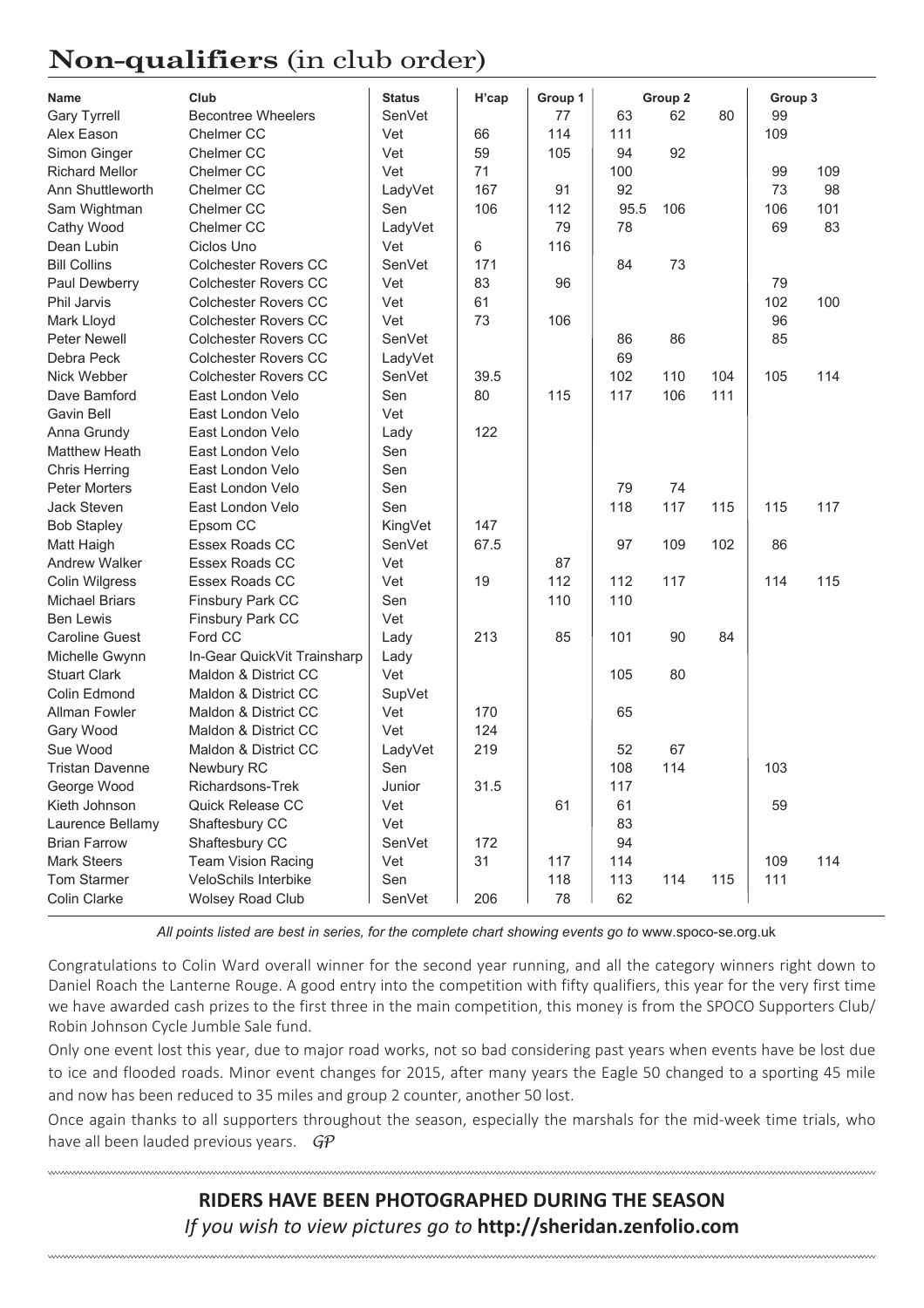## Non-qualifiers (in club order)

| Name | Club | Status | H'cap | Group 1 | Group 2 | | | Group 3 | |
|---|---|---|---|---|---|---|---|---|---|
| Gary Tyrrell | Becontree Wheelers | SenVet | | 77 | 63 | 62 | 80 | 99 | |
| Alex Eason | Chelmer CC | Vet | 66 | 114 | 111 | | | 109 | |
| Simon Ginger | Chelmer CC | Vet | 59 | 105 | 94 | 92 | | | |
| Richard Mellor | Chelmer CC | Vet | 71 | | 100 | | | 99 | 109 |
| Ann Shuttleworth | Chelmer CC | LadyVet | 167 | 91 | 92 | | | 73 | 98 |
| Sam Wightman | Chelmer CC | Sen | 106 | 112 | 95.5 | 106 | | 106 | 101 |
| Cathy Wood | Chelmer CC | LadyVet | | 79 | 78 | | | 69 | 83 |
| Dean Lubin | Ciclos Uno | Vet | 6 | 116 | | | | | |
| Bill Collins | Colchester Rovers CC | SenVet | 171 | | 84 | 73 | | | |
| Paul Dewberry | Colchester Rovers CC | Vet | 83 | 96 | | | | 79 | |
| Phil Jarvis | Colchester Rovers CC | Vet | 61 | | | | | 102 | 100 |
| Mark Lloyd | Colchester Rovers CC | Vet | 73 | 106 | | | | 96 | |
| Peter Newell | Colchester Rovers CC | SenVet | | | 86 | 86 | | 85 | |
| Debra Peck | Colchester Rovers CC | LadyVet | | | 69 | | | | |
| Nick Webber | Colchester Rovers CC | SenVet | 39.5 | | 102 | 110 | 104 | 105 | 114 |
| Dave Bamford | East London Velo | Sen | 80 | 115 | 117 | 106 | 111 | | |
| Gavin Bell | East London Velo | Vet | | | | | | | |
| Anna Grundy | East London Velo | Lady | 122 | | | | | | |
| Matthew Heath | East London Velo | Sen | | | | | | | |
| Chris Herring | East London Velo | Sen | | | | | | | |
| Peter Morters | East London Velo | Sen | | | 79 | 74 | | | |
| Jack Steven | East London Velo | Sen | | | 118 | 117 | 115 | 115 | 117 |
| Bob Stapley | Epsom CC | KingVet | 147 | | | | | | |
| Matt Haigh | Essex Roads CC | SenVet | 67.5 | | 97 | 109 | 102 | 86 | |
| Andrew Walker | Essex Roads CC | Vet | | 87 | | | | | |
| Colin Wilgress | Essex Roads CC | Vet | 19 | 112 | 112 | 117 | | 114 | 115 |
| Michael Briars | Finsbury Park CC | Sen | | 110 | 110 | | | | |
| Ben Lewis | Finsbury Park CC | Vet | | | | | | | |
| Caroline Guest | Ford CC | Lady | 213 | 85 | 101 | 90 | 84 | | |
| Michelle Gwynn | In-Gear QuickVit Trainsharp | Lady | | | | | | | |
| Stuart Clark | Maldon & District CC | Vet | | | 105 | 80 | | | |
| Colin Edmond | Maldon & District CC | SupVet | | | | | | | |
| Allman Fowler | Maldon & District CC | Vet | 170 | | 65 | | | | |
| Gary Wood | Maldon & District CC | Vet | 124 | | | | | | |
| Sue Wood | Maldon & District CC | LadyVet | 219 | | 52 | 67 | | | |
| Tristan Davenne | Newbury RC | Sen | | | 108 | 114 | | 103 | |
| George Wood | Richardsons-Trek | Junior | 31.5 | | 117 | | | | |
| Kieth Johnson | Quick Release CC | Vet | | 61 | 61 | | | 59 | |
| Laurence Bellamy | Shaftesbury CC | Vet | | | 83 | | | | |
| Brian Farrow | Shaftesbury CC | SenVet | 172 | | 94 | | | | |
| Mark Steers | Team Vision Racing | Vet | 31 | 117 | 114 | | | 109 | 114 |
| Tom Starmer | VeloSchils Interbike | Sen | | 118 | 113 | 114 | 115 | 111 | |
| Colin Clarke | Wolsey Road Club | SenVet | 206 | 78 | 62 | | | | |

*All points listed are best in series, for the complete chart showing events go to* www.spoco-se.org.uk

Congratulations to Colin Ward overall winner for the second year running, and all the category winners right down to Daniel Roach the Lanterne Rouge. A good entry into the competition with fifty qualifiers, this year for the very first time we have awarded cash prizes to the first three in the main competition, this money is from the SPOCO Supporters Club/ Robin Johnson Cycle Jumble Sale fund.

Only one event lost this year, due to major road works, not so bad considering past years when events have be lost due to ice and flooded roads. Minor event changes for 2015, after many years the Eagle 50 changed to a sporting 45 mile and now has been reduced to 35 miles and group 2 counter, another 50 lost.

Once again thanks to all supporters throughout the season, especially the marshals for the mid-week time trials, who have all been lauded previous years. *GP*

**RIDERS HAVE BEEN PHOTOGRAPHED DURING THE SEASON**

*If you wish to view pictures go to* **http://sheridan.zenfolio.com**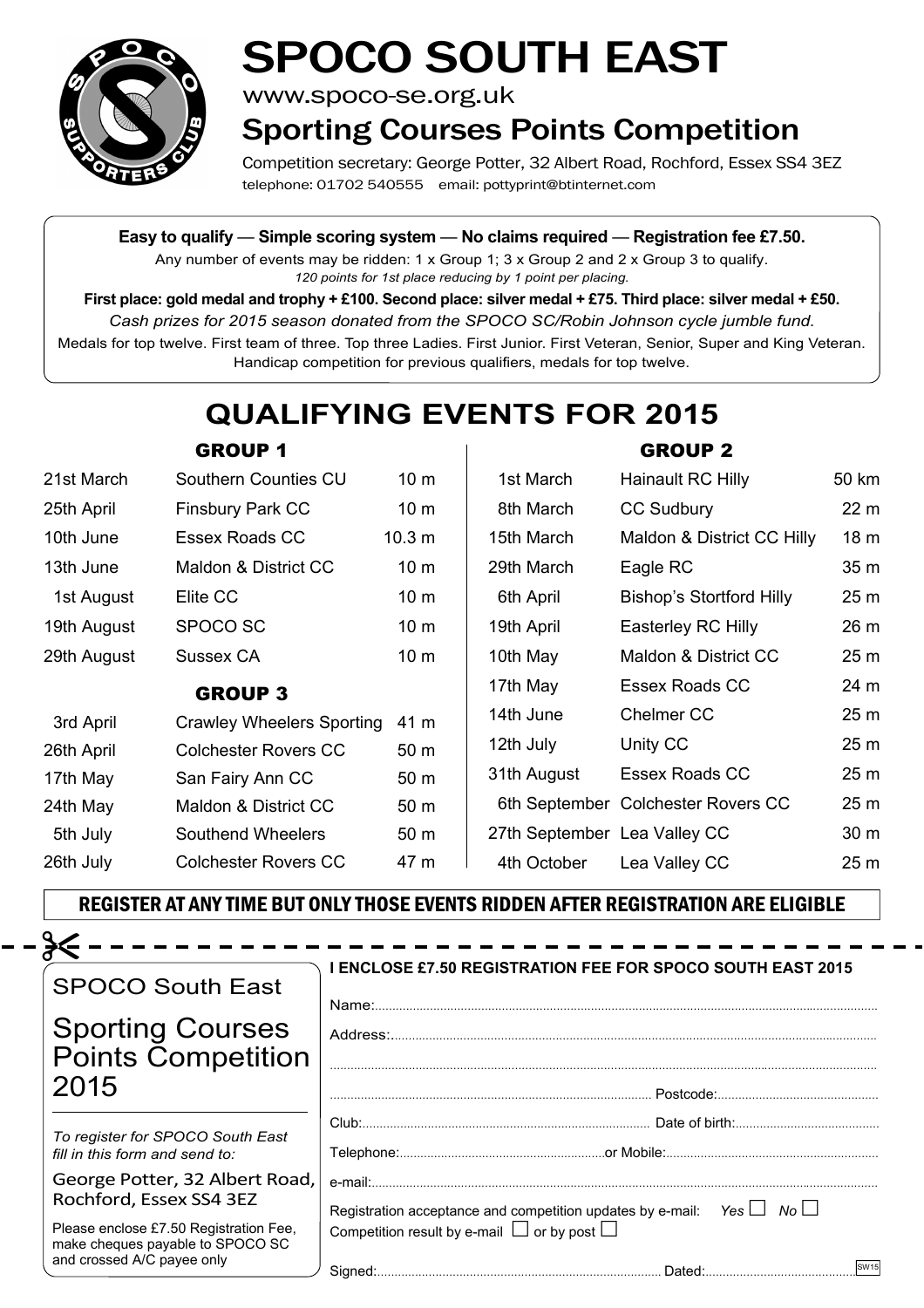# SPOCO SOUTH EAST

www.spoco-se.org.uk

## Sporting Courses Points Competition

Competition secretary: George Potter, 32 Albert Road, Rochford, Essex SS4 3EZ
telephone: 01702 540555 email: pottyprint@btinternet.com

**Easy to qualify — Simple scoring system — No claims required — Registration fee £7.50.**

Any number of events may be ridden: 1 x Group 1; 3 x Group 2 and 2 x Group 3 to qualify.

*120 points for 1st place reducing by 1 point per placing.*

**First place: gold medal and trophy + £100. Second place: silver medal + £75. Third place: silver medal + £50.**

*Cash prizes for 2015 season donated from the SPOCO SC/Robin Johnson cycle jumble fund.*

Medals for top twelve. First team of three. Top three Ladies. First Junior. First Veteran, Senior, Super and King Veteran. Handicap competition for previous qualifiers, medals for top twelve.

# QUALIFYING EVENTS FOR 2015

### GROUP 1

| | | |
|---|---|---|
| 21st March | Southern Counties CU | 10 m |
| 25th April | Finsbury Park CC | 10 m |
| 10th June | Essex Roads CC | 10.3 m |
| 13th June | Maldon & District CC | 10 m |
| 1st August | Elite CC | 10 m |
| 19th August | SPOCO SC | 10 m |
| 29th August | Sussex CA | 10 m |

### GROUP 3

| | | |
|---|---|---|
| 3rd April | Crawley Wheelers Sporting | 41 m |
| 26th April | Colchester Rovers CC | 50 m |
| 17th May | San Fairy Ann CC | 50 m |
| 24th May | Maldon & District CC | 50 m |
| 5th July | Southend Wheelers | 50 m |
| 26th July | Colchester Rovers CC | 47 m |

### GROUP 2

| | | |
|---|---|---|
| 1st March | Hainault RC Hilly | 50 km |
| 8th March | CC Sudbury | 22 m |
| 15th March | Maldon & District CC Hilly | 18 m |
| 29th March | Eagle RC | 35 m |
| 6th April | Bishop's Stortford Hilly | 25 m |
| 19th April | Easterley RC Hilly | 26 m |
| 10th May | Maldon & District CC | 25 m |
| 17th May | Essex Roads CC | 24 m |
| 14th June | Chelmer CC | 25 m |
| 12th July | Unity CC | 25 m |
| 31th August | Essex Roads CC | 25 m |
| 6th September | Colchester Rovers CC | 25 m |
| 27th September | Lea Valley CC | 30 m |
| 4th October | Lea Valley CC | 25 m |

**REGISTER AT ANY TIME BUT ONLY THOSE EVENTS RIDDEN AFTER REGISTRATION ARE ELIGIBLE**

---

SPOCO South East

Sporting Courses Points Competition 2015

*To register for SPOCO South East fill in this form and send to:*

George Potter, 32 Albert Road, Rochford, Essex SS4 3EZ

Please enclose £7.50 Registration Fee, make cheques payable to SPOCO SC and crossed A/C payee only

**I ENCLOSE £7.50 REGISTRATION FEE FOR SPOCO SOUTH EAST 2015**

Name:.............................................................................

Address:..........................................................................

..................................................................................

.............................................................. Postcode:..................

Club:................................................ Date of birth:......................

Telephone:..................................or Mobile:...............................

e-mail:...........................................................................

Registration acceptance and competition updates by e-mail: *Yes* ☐ *No* ☐

Competition result by e-mail ☐ or by post ☐

Signed:............................................ Dated:..........................

SW15